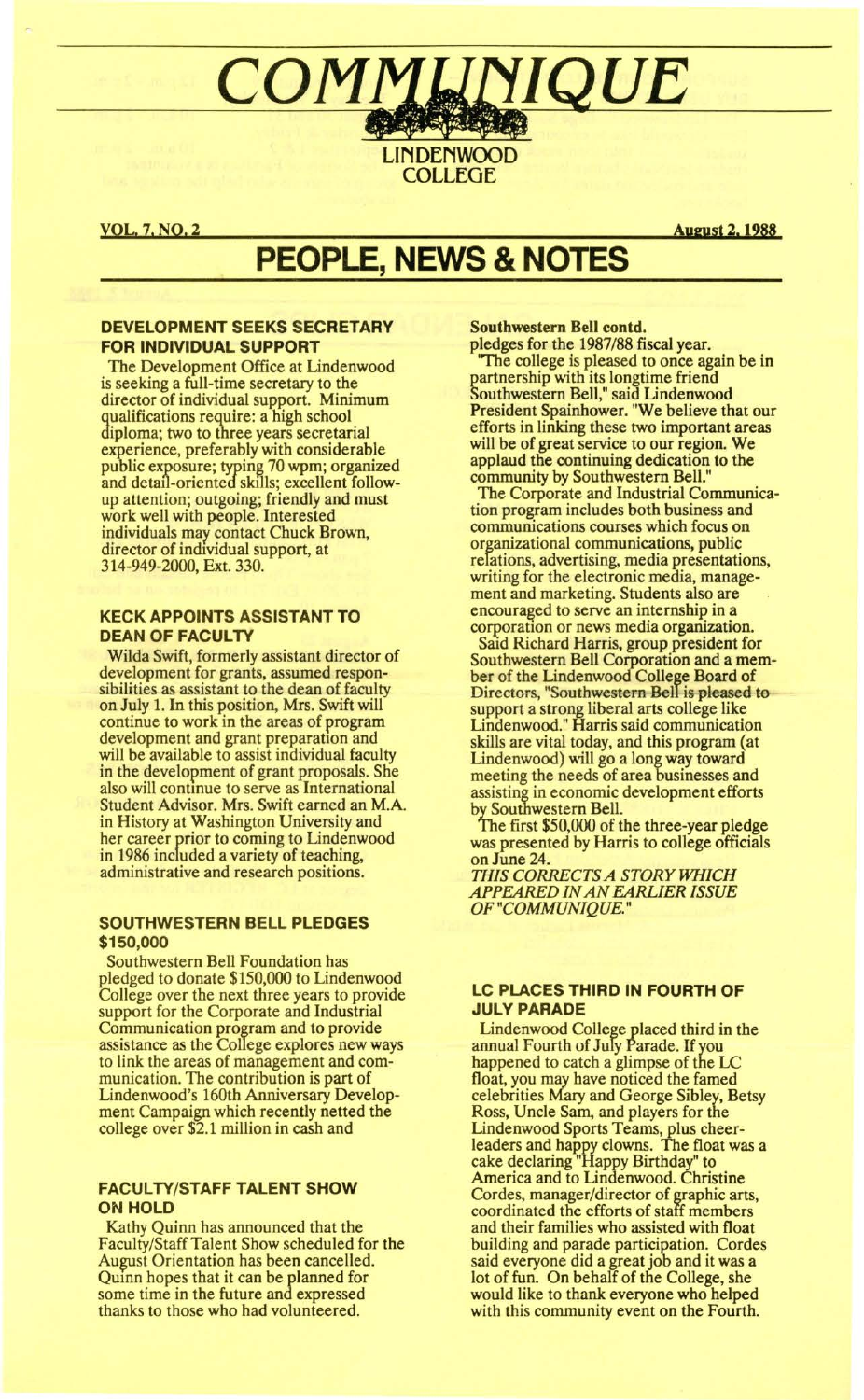# COMMUNIQUE

LINDENWOOD COLLEGE

VOL. 7, NO. 2 — August 2, 1988

# PEOPLE, NEWS & NOTES

## DEVELOPMENT SEEKS SECRETARY FOR INDIVIDUAL SUPPORT

The Development Office at Lindenwood is seeking a full-time secretary to the director of individual support. Minimum qualifications require: a high school diploma; two to three years secretarial experience, preferably with considerable public exposure; typing 70 wpm; organized and detail-oriented skills; excellent follow-up attention; outgoing; friendly and must work well with people. Interested individuals may contact Chuck Brown, director of individual support, at 314-949-2000, Ext. 330.

## KECK APPOINTS ASSISTANT TO DEAN OF FACULTY

Wilda Swift, formerly assistant director of development for grants, assumed responsibilities as assistant to the dean of faculty on July 1. In this position, Mrs. Swift will continue to work in the areas of program development and grant preparation and will be available to assist individual faculty in the development of grant proposals. She also will continue to serve as International Student Advisor. Mrs. Swift earned an M.A. in History at Washington University and her career prior to coming to Lindenwood in 1986 included a variety of teaching, administrative and research positions.

## SOUTHWESTERN BELL PLEDGES $150,000

Southwestern Bell Foundation has pledged to donate $150,000 to Lindenwood College over the next three years to provide support for the Corporate and Industrial Communication program and to provide assistance as the College explores new ways to link the areas of management and communication. The contribution is part of Lindenwood's 160th Anniversary Development Campaign which recently netted the college over $2.1 million in cash and

## FACULTY/STAFF TALENT SHOW ON HOLD

Kathy Quinn has announced that the Faculty/Staff Talent Show scheduled for the August Orientation has been cancelled. Quinn hopes that it can be planned for some time in the future and expressed thanks to those who had volunteered.

**Southwestern Bell contd.**

pledges for the 1987/88 fiscal year.

"The college is pleased to once again be in partnership with its longtime friend Southwestern Bell," said Lindenwood President Spainhower. "We believe that our efforts in linking these two important areas will be of great service to our region. We applaud the continuing dedication to the community by Southwestern Bell."

The Corporate and Industrial Communication program includes both business and communications courses which focus on organizational communications, public relations, advertising, media presentations, writing for the electronic media, management and marketing. Students also are encouraged to serve an internship in a corporation or news media organization.

Said Richard Harris, group president for Southwestern Bell Corporation and a member of the Lindenwood College Board of Directors, "Southwestern Bell is pleased to support a strong liberal arts college like Lindenwood." Harris said communication skills are vital today, and this program (at Lindenwood) will go a long way toward meeting the needs of area businesses and assisting in economic development efforts by Southwestern Bell.

The first $50,000 of the three-year pledge was presented by Harris to college officials on June 24.

*THIS CORRECTS A STORY WHICH APPEARED IN AN EARLIER ISSUE OF "COMMUNIQUE."*

## LC PLACES THIRD IN FOURTH OF JULY PARADE

Lindenwood College placed third in the annual Fourth of July Parade. If you happened to catch a glimpse of the LC float, you may have noticed the famed celebrities Mary and George Sibley, Betsy Ross, Uncle Sam, and players for the Lindenwood Sports Teams, plus cheerleaders and happy clowns. The float was a cake declaring "Happy Birthday" to America and to Lindenwood. Christine Cordes, manager/director of graphic arts, coordinated the efforts of staff members and their families who assisted with float building and parade participation. Cordes said everyone did a great job and it was a lot of fun. On behalf of the College, she would like to thank everyone who helped with this community event on the Fourth.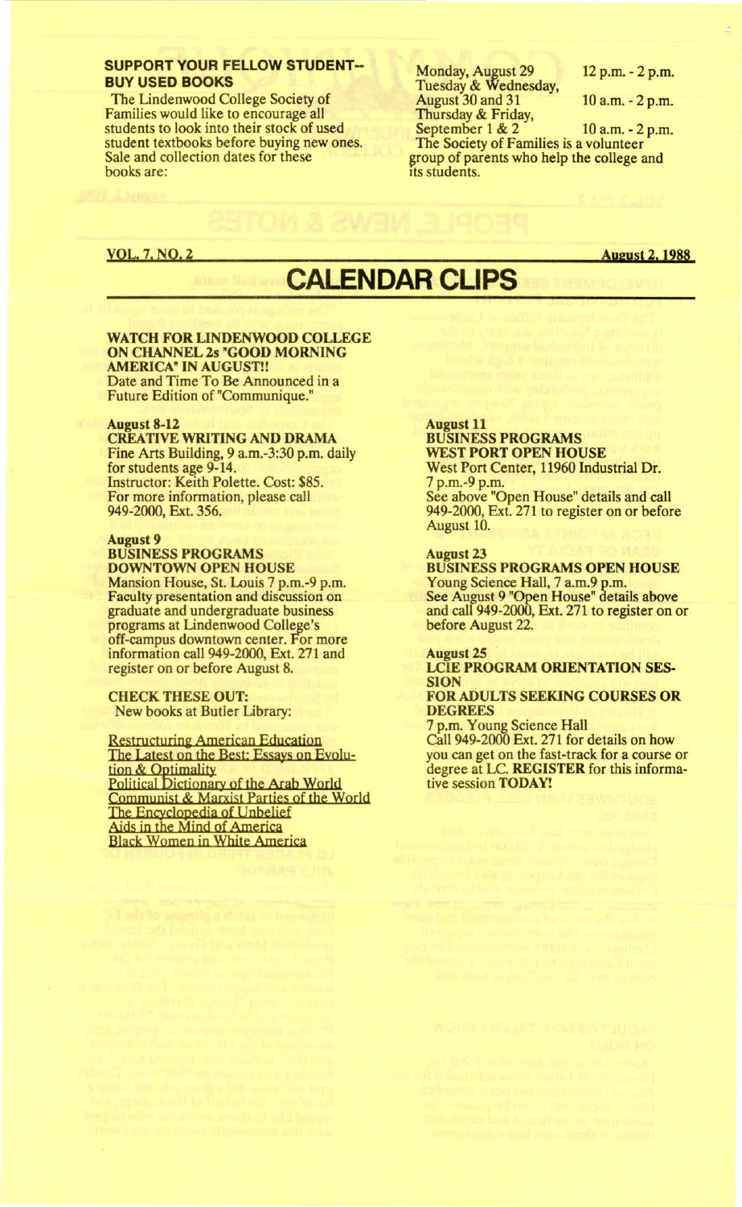**SUPPORT YOUR FELLOW STUDENT-- BUY USED BOOKS**

The Lindenwood College Society of Families would like to encourage all students to look into their stock of used student textbooks before buying new ones. Sale and collection dates for these books are:

| | |
|---|---|
| Monday, August 29 | 12 p.m. - 2 p.m. |
| Tuesday & Wednesday, August 30 and 31 | 10 a.m. - 2 p.m. |
| Thursday & Friday, September 1 & 2 | 10 a.m. - 2 p.m. |

The Society of Families is a volunteer group of parents who help the college and its students.

VOL. 7, NO. 2 — August 2, 1988

# CALENDAR CLIPS

**WATCH FOR LINDENWOOD COLLEGE ON CHANNEL 2s "GOOD MORNING AMERICA" IN AUGUST!!**

Date and Time To Be Announced in a Future Edition of "Communique."

**August 8-12**
**CREATIVE WRITING AND DRAMA**
Fine Arts Building, 9 a.m.-3:30 p.m. daily for students age 9-14.
Instructor: Keith Polette. Cost: $85.
For more information, please call 949-2000, Ext. 356.

**August 9**
**BUSINESS PROGRAMS DOWNTOWN OPEN HOUSE**
Mansion House, St. Louis 7 p.m.-9 p.m.
Faculty presentation and discussion on graduate and undergraduate business programs at Lindenwood College's off-campus downtown center. For more information call 949-2000, Ext. 271 and register on or before August 8.

**CHECK THESE OUT:**
New books at Butler Library:

Restructuring American Education
The Latest on the Best: Essays on Evolution & Optimality
Political Dictionary of the Arab World
Communist & Marxist Parties of the World
The Encyclopedia of Unbelief
Aids in the Mind of America
Black Women in White America

**August 11**
**BUSINESS PROGRAMS WEST PORT OPEN HOUSE**
West Port Center, 11960 Industrial Dr.
7 p.m.-9 p.m.
See above "Open House" details and call 949-2000, Ext. 271 to register on or before August 10.

**August 23**
**BUSINESS PROGRAMS OPEN HOUSE**
Young Science Hall, 7 a.m.9 p.m.
See August 9 "Open House" details above and call 949-2000, Ext. 271 to register on or before August 22.

**August 25**
**LCIE PROGRAM ORIENTATION SESSION FOR ADULTS SEEKING COURSES OR DEGREES**
7 p.m. Young Science Hall
Call 949-2000 Ext. 271 for details on how you can get on the fast-track for a course or degree at LC. **REGISTER** for this informative session **TODAY!**